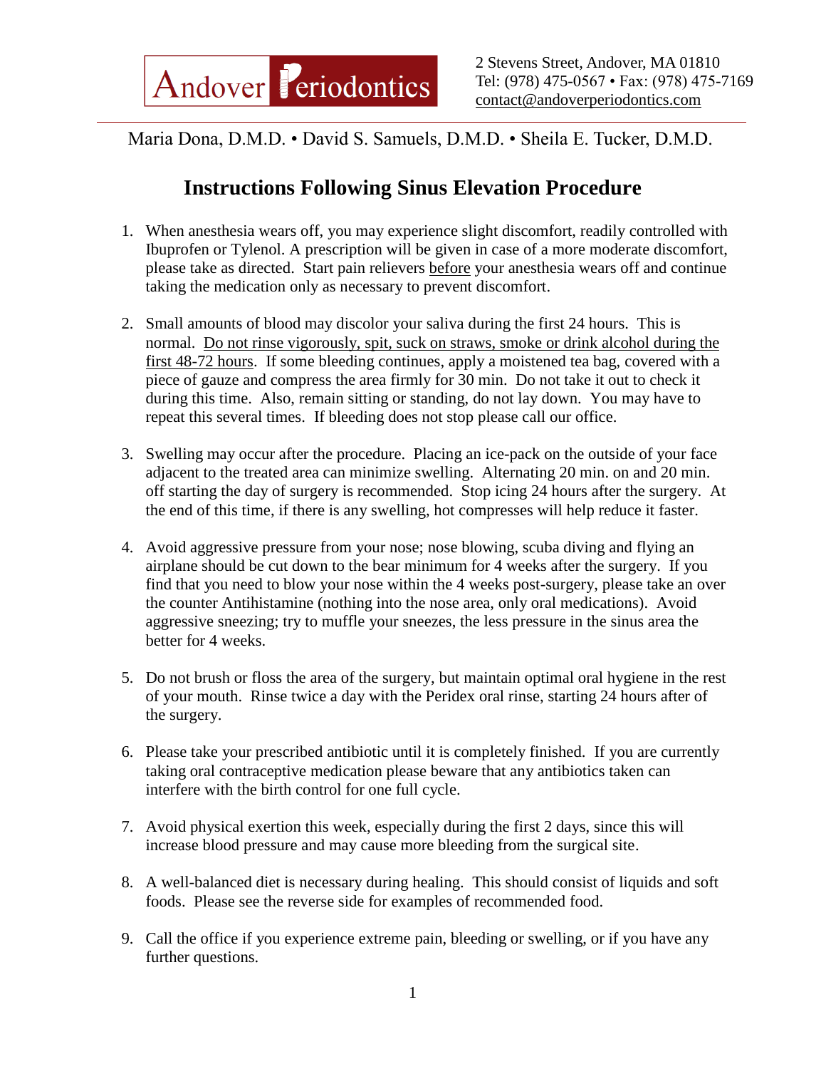Andover Periodontics

2 Stevens Street, Andover, MA 01810
Tel: (978) 475-0567 • Fax: (978) 475-7169
contact@andoverperiodontics.com

Maria Dona, D.M.D. • David S. Samuels, D.M.D. • Sheila E. Tucker, D.M.D.

# Instructions Following Sinus Elevation Procedure

1. When anesthesia wears off, you may experience slight discomfort, readily controlled with Ibuprofen or Tylenol. A prescription will be given in case of a more moderate discomfort, please take as directed. Start pain relievers <u>before</u> your anesthesia wears off and continue taking the medication only as necessary to prevent discomfort.

2. Small amounts of blood may discolor your saliva during the first 24 hours. This is normal. <u>Do not rinse vigorously, spit, suck on straws, smoke or drink alcohol during the first 48-72 hours</u>. If some bleeding continues, apply a moistened tea bag, covered with a piece of gauze and compress the area firmly for 30 min. Do not take it out to check it during this time. Also, remain sitting or standing, do not lay down. You may have to repeat this several times. If bleeding does not stop please call our office.

3. Swelling may occur after the procedure. Placing an ice-pack on the outside of your face adjacent to the treated area can minimize swelling. Alternating 20 min. on and 20 min. off starting the day of surgery is recommended. Stop icing 24 hours after the surgery. At the end of this time, if there is any swelling, hot compresses will help reduce it faster.

4. Avoid aggressive pressure from your nose; nose blowing, scuba diving and flying an airplane should be cut down to the bear minimum for 4 weeks after the surgery. If you find that you need to blow your nose within the 4 weeks post-surgery, please take an over the counter Antihistamine (nothing into the nose area, only oral medications). Avoid aggressive sneezing; try to muffle your sneezes, the less pressure in the sinus area the better for 4 weeks.

5. Do not brush or floss the area of the surgery, but maintain optimal oral hygiene in the rest of your mouth. Rinse twice a day with the Peridex oral rinse, starting 24 hours after of the surgery.

6. Please take your prescribed antibiotic until it is completely finished. If you are currently taking oral contraceptive medication please beware that any antibiotics taken can interfere with the birth control for one full cycle.

7. Avoid physical exertion this week, especially during the first 2 days, since this will increase blood pressure and may cause more bleeding from the surgical site.

8. A well-balanced diet is necessary during healing. This should consist of liquids and soft foods. Please see the reverse side for examples of recommended food.

9. Call the office if you experience extreme pain, bleeding or swelling, or if you have any further questions.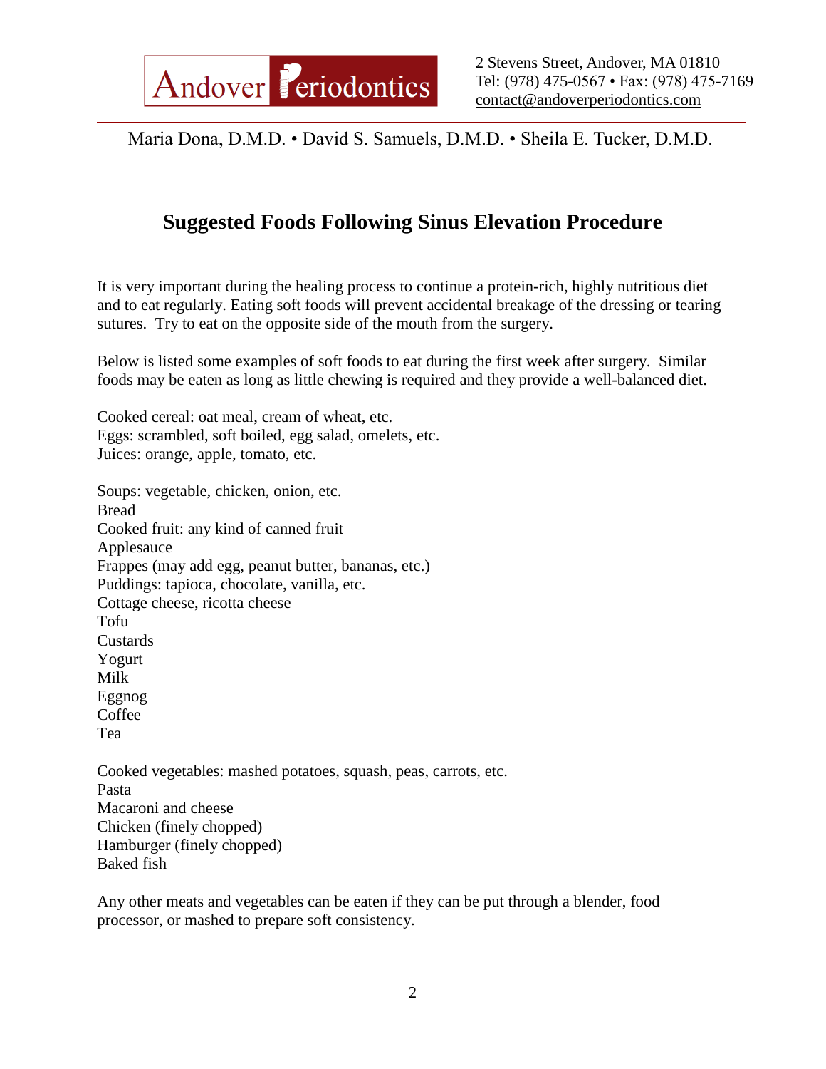Andover Periodontics

2 Stevens Street, Andover, MA 01810
Tel: (978) 475-0567 • Fax: (978) 475-7169
contact@andoverperiodontics.com

Maria Dona, D.M.D. • David S. Samuels, D.M.D. • Sheila E. Tucker, D.M.D.

# Suggested Foods Following Sinus Elevation Procedure

It is very important during the healing process to continue a protein-rich, highly nutritious diet and to eat regularly. Eating soft foods will prevent accidental breakage of the dressing or tearing sutures. Try to eat on the opposite side of the mouth from the surgery.

Below is listed some examples of soft foods to eat during the first week after surgery. Similar foods may be eaten as long as little chewing is required and they provide a well-balanced diet.

Cooked cereal: oat meal, cream of wheat, etc.
Eggs: scrambled, soft boiled, egg salad, omelets, etc.
Juices: orange, apple, tomato, etc.

Soups: vegetable, chicken, onion, etc.
Bread
Cooked fruit: any kind of canned fruit
Applesauce
Frappes (may add egg, peanut butter, bananas, etc.)
Puddings: tapioca, chocolate, vanilla, etc.
Cottage cheese, ricotta cheese
Tofu
Custards
Yogurt
Milk
Eggnog
Coffee
Tea

Cooked vegetables: mashed potatoes, squash, peas, carrots, etc.
Pasta
Macaroni and cheese
Chicken (finely chopped)
Hamburger (finely chopped)
Baked fish

Any other meats and vegetables can be eaten if they can be put through a blender, food processor, or mashed to prepare soft consistency.